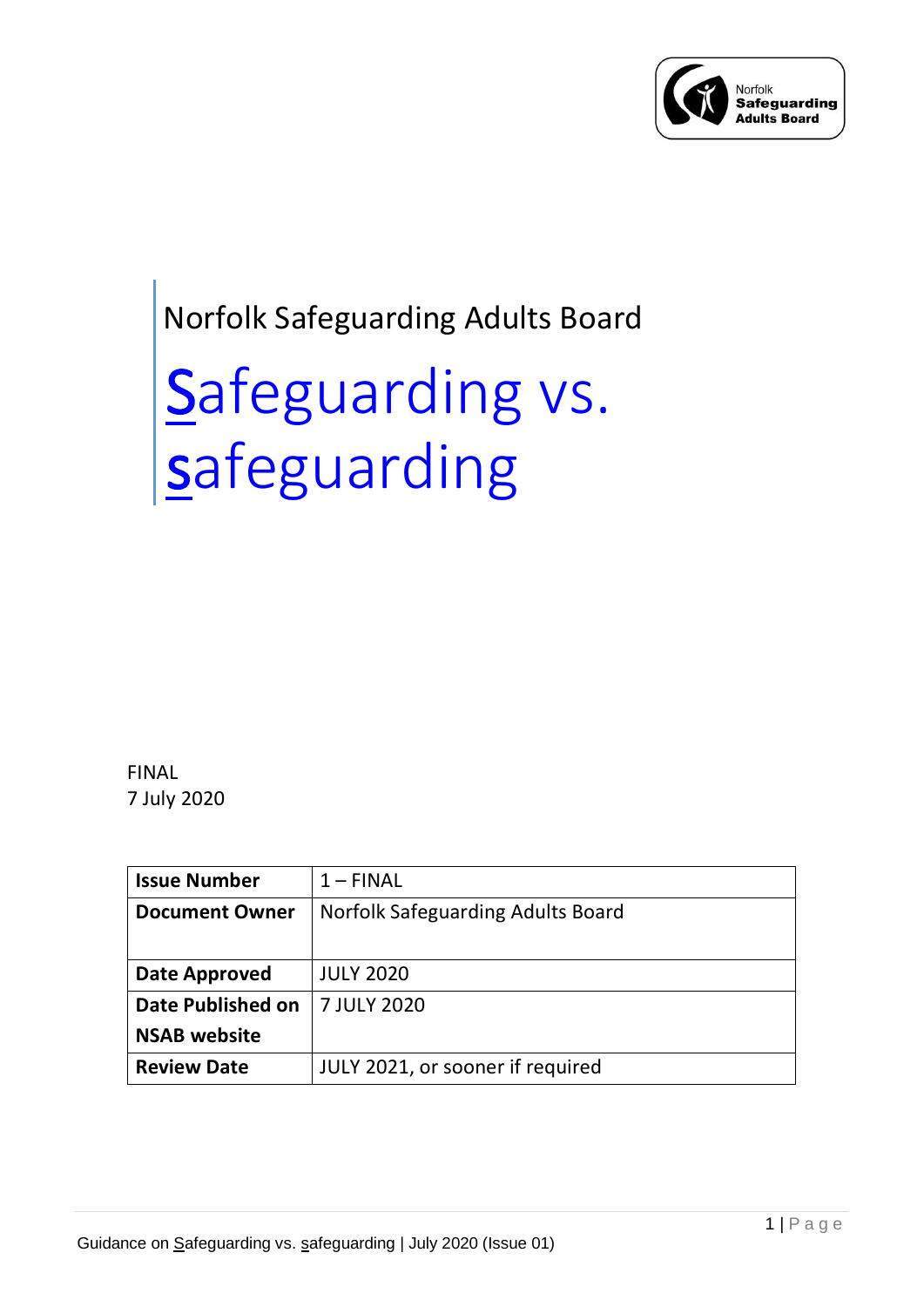Norfolk Safeguarding Adults Board

# <u>S</u>afeguarding vs. <u>s</u>afeguarding

FINAL
7 July 2020

| **Issue Number** | 1 – FINAL |
| --- | --- |
| **Document Owner** | Norfolk Safeguarding Adults Board |
| **Date Approved** | JULY 2020 |
| **Date Published on NSAB website** | 7 JULY 2020 |
| **Review Date** | JULY 2021, or sooner if required |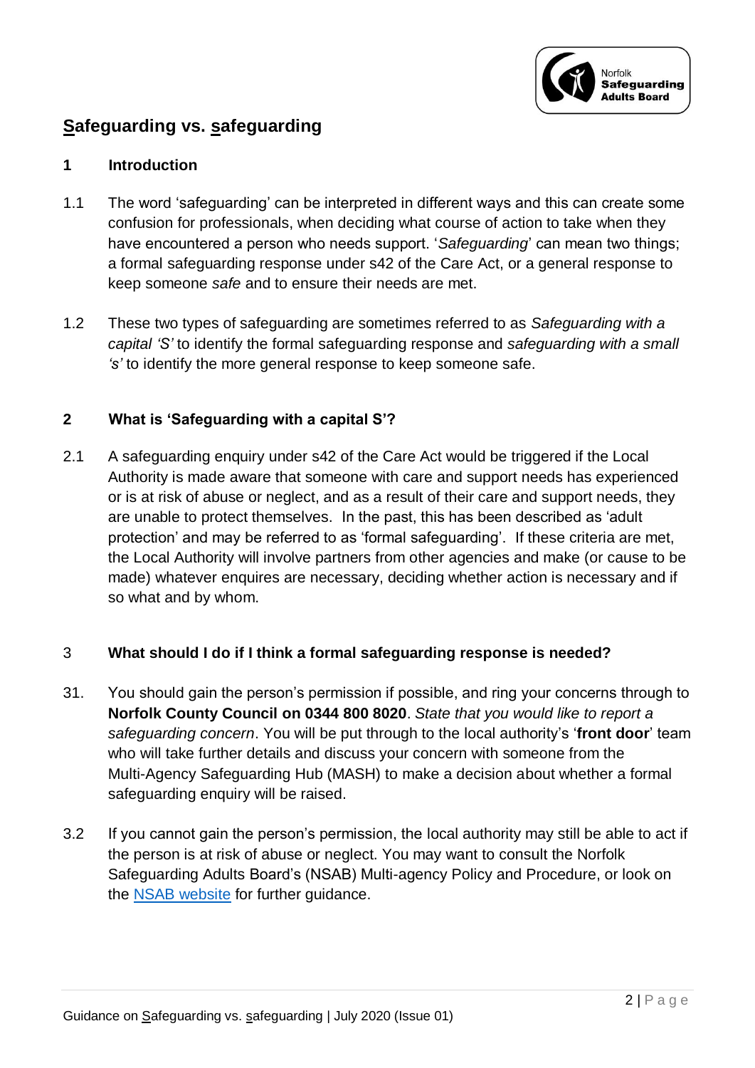## <u>S</u>afeguarding vs. <u>s</u>afeguarding

### 1 Introduction

1.1 The word 'safeguarding' can be interpreted in different ways and this can create some confusion for professionals, when deciding what course of action to take when they have encountered a person who needs support. '*Safeguarding*' can mean two things; a formal safeguarding response under s42 of the Care Act, or a general response to keep someone *safe* and to ensure their needs are met.

1.2 These two types of safeguarding are sometimes referred to as *Safeguarding with a capital 'S'* to identify the formal safeguarding response and *safeguarding with a small 's'* to identify the more general response to keep someone safe.

### 2 What is 'Safeguarding with a capital S'?

2.1 A safeguarding enquiry under s42 of the Care Act would be triggered if the Local Authority is made aware that someone with care and support needs has experienced or is at risk of abuse or neglect, and as a result of their care and support needs, they are unable to protect themselves. In the past, this has been described as 'adult protection' and may be referred to as 'formal safeguarding'. If these criteria are met, the Local Authority will involve partners from other agencies and make (or cause to be made) whatever enquires are necessary, deciding whether action is necessary and if so what and by whom.

### 3 What should I do if I think a formal safeguarding response is needed?

31. You should gain the person's permission if possible, and ring your concerns through to **Norfolk County Council on 0344 800 8020**. *State that you would like to report a safeguarding concern*. You will be put through to the local authority's '**front door**' team who will take further details and discuss your concern with someone from the Multi-Agency Safeguarding Hub (MASH) to make a decision about whether a formal safeguarding enquiry will be raised.

3.2 If you cannot gain the person's permission, the local authority may still be able to act if the person is at risk of abuse or neglect. You may want to consult the Norfolk Safeguarding Adults Board's (NSAB) Multi-agency Policy and Procedure, or look on the NSAB website for further guidance.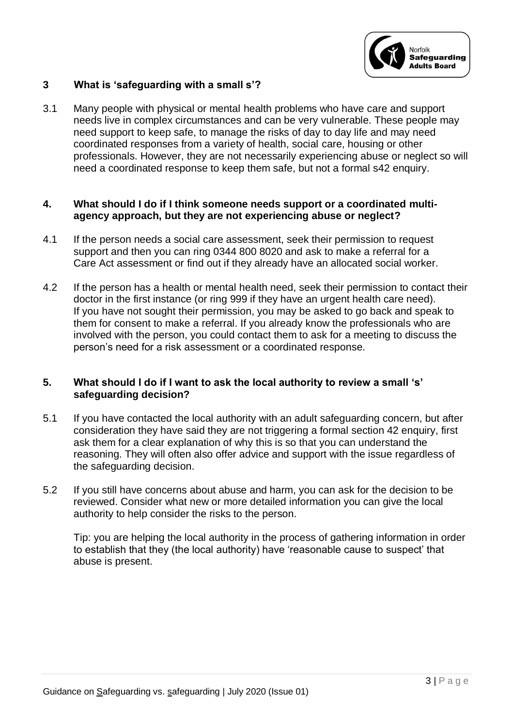## 3 What is 'safeguarding with a small s'?

3.1 Many people with physical or mental health problems who have care and support needs live in complex circumstances and can be very vulnerable. These people may need support to keep safe, to manage the risks of day to day life and may need coordinated responses from a variety of health, social care, housing or other professionals. However, they are not necessarily experiencing abuse or neglect so will need a coordinated response to keep them safe, but not a formal s42 enquiry.

## 4. What should I do if I think someone needs support or a coordinated multi-agency approach, but they are not experiencing abuse or neglect?

4.1 If the person needs a social care assessment, seek their permission to request support and then you can ring 0344 800 8020 and ask to make a referral for a Care Act assessment or find out if they already have an allocated social worker.

4.2 If the person has a health or mental health need, seek their permission to contact their doctor in the first instance (or ring 999 if they have an urgent health care need). If you have not sought their permission, you may be asked to go back and speak to them for consent to make a referral. If you already know the professionals who are involved with the person, you could contact them to ask for a meeting to discuss the person's need for a risk assessment or a coordinated response.

## 5. What should I do if I want to ask the local authority to review a small 's' safeguarding decision?

5.1 If you have contacted the local authority with an adult safeguarding concern, but after consideration they have said they are not triggering a formal section 42 enquiry, first ask them for a clear explanation of why this is so that you can understand the reasoning. They will often also offer advice and support with the issue regardless of the safeguarding decision.

5.2 If you still have concerns about abuse and harm, you can ask for the decision to be reviewed. Consider what new or more detailed information you can give the local authority to help consider the risks to the person.

Tip: you are helping the local authority in the process of gathering information in order to establish that they (the local authority) have 'reasonable cause to suspect' that abuse is present.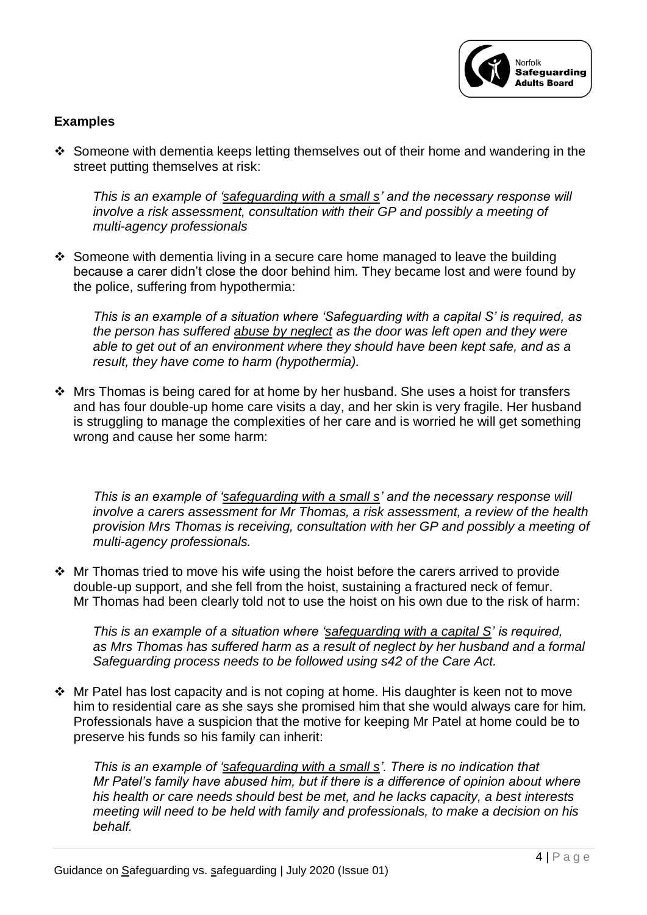## Examples

- Someone with dementia keeps letting themselves out of their home and wandering in the street putting themselves at risk:

  *This is an example of 'safeguarding with a small s' and the necessary response will involve a risk assessment, consultation with their GP and possibly a meeting of multi-agency professionals*

- Someone with dementia living in a secure care home managed to leave the building because a carer didn't close the door behind him. They became lost and were found by the police, suffering from hypothermia:

  *This is an example of a situation where 'Safeguarding with a capital S' is required, as the person has suffered abuse by neglect as the door was left open and they were able to get out of an environment where they should have been kept safe, and as a result, they have come to harm (hypothermia).*

- Mrs Thomas is being cared for at home by her husband. She uses a hoist for transfers and has four double-up home care visits a day, and her skin is very fragile. Her husband is struggling to manage the complexities of her care and is worried he will get something wrong and cause her some harm:

  *This is an example of 'safeguarding with a small s' and the necessary response will involve a carers assessment for Mr Thomas, a risk assessment, a review of the health provision Mrs Thomas is receiving, consultation with her GP and possibly a meeting of multi-agency professionals.*

- Mr Thomas tried to move his wife using the hoist before the carers arrived to provide double-up support, and she fell from the hoist, sustaining a fractured neck of femur. Mr Thomas had been clearly told not to use the hoist on his own due to the risk of harm:

  *This is an example of a situation where 'safeguarding with a capital S' is required, as Mrs Thomas has suffered harm as a result of neglect by her husband and a formal Safeguarding process needs to be followed using s42 of the Care Act.*

- Mr Patel has lost capacity and is not coping at home. His daughter is keen not to move him to residential care as she says she promised him that she would always care for him. Professionals have a suspicion that the motive for keeping Mr Patel at home could be to preserve his funds so his family can inherit:

  *This is an example of 'safeguarding with a small s'. There is no indication that Mr Patel's family have abused him, but if there is a difference of opinion about where his health or care needs should best be met, and he lacks capacity, a best interests meeting will need to be held with family and professionals, to make a decision on his behalf.*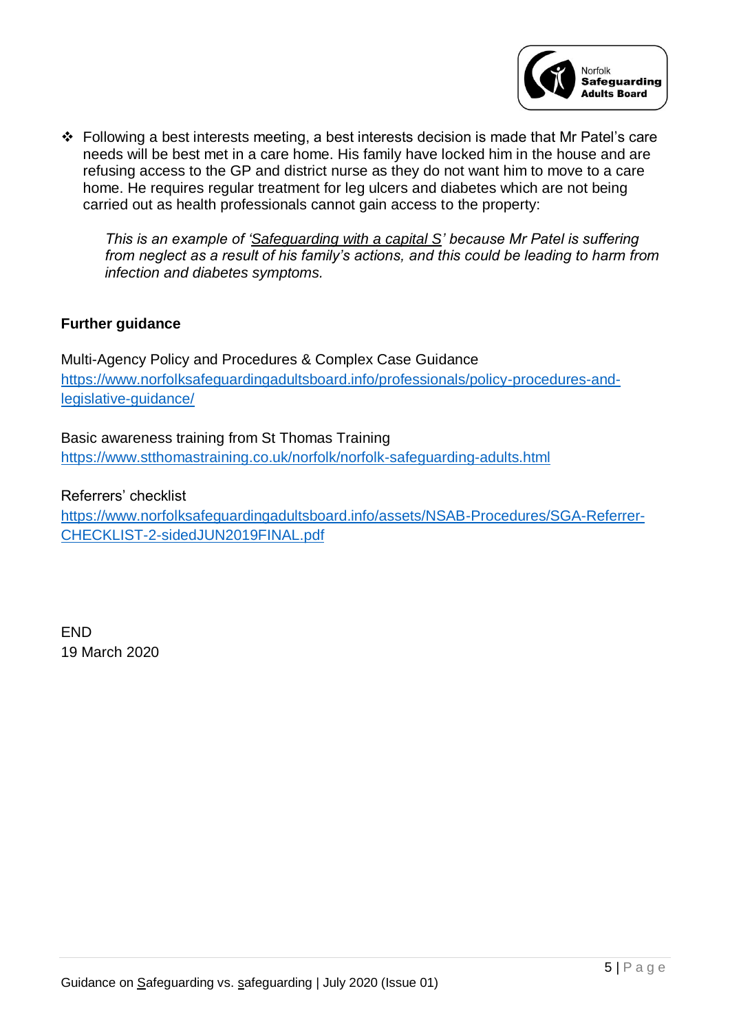- Following a best interests meeting, a best interests decision is made that Mr Patel's care needs will be best met in a care home. His family have locked him in the house and are refusing access to the GP and district nurse as they do not want him to move to a care home. He requires regular treatment for leg ulcers and diabetes which are not being carried out as health professionals cannot gain access to the property:

  *This is an example of 'Safeguarding with a capital S' because Mr Patel is suffering from neglect as a result of his family's actions, and this could be leading to harm from infection and diabetes symptoms.*

**Further guidance**

Multi-Agency Policy and Procedures & Complex Case Guidance
https://www.norfolksafeguardingadultsboard.info/professionals/policy-procedures-and-legislative-guidance/

Basic awareness training from St Thomas Training
https://www.stthomastraining.co.uk/norfolk/norfolk-safeguarding-adults.html

Referrers' checklist
https://www.norfolksafeguardingadultsboard.info/assets/NSAB-Procedures/SGA-Referrer-CHECKLIST-2-sidedJUN2019FINAL.pdf

END
19 March 2020